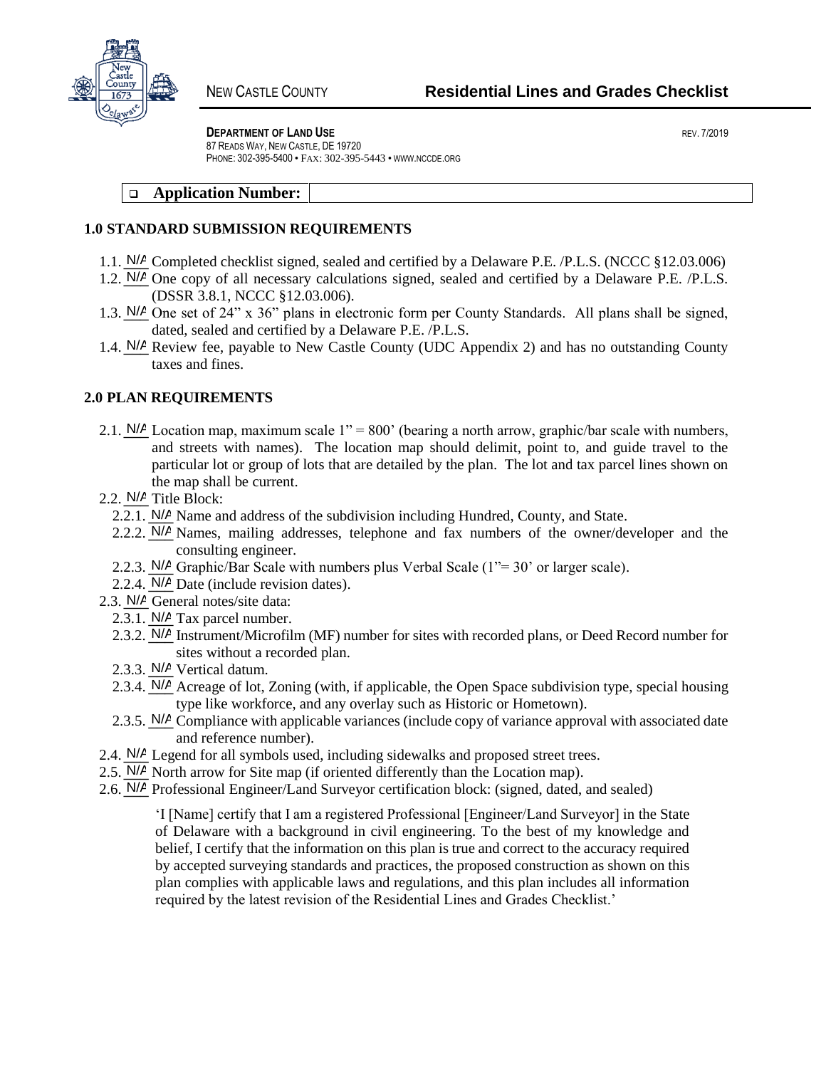NEW CASTLE COUNTY

# Residential Lines and Grades Checklist

**DEPARTMENT OF LAND USE**
87 READS WAY, NEW CASTLE, DE 19720
PHONE: 302-395-5400 • FAX: 302-395-5443 • WWW.NCCDE.ORG

REV. 7/2019

❑ **Application Number:**

## 1.0 STANDARD SUBMISSION REQUIREMENTS

1.1. N/A Completed checklist signed, sealed and certified by a Delaware P.E. /P.L.S. (NCCC §12.03.006)
1.2. N/A One copy of all necessary calculations signed, sealed and certified by a Delaware P.E. /P.L.S. (DSSR 3.8.1, NCCC §12.03.006).
1.3. N/A One set of 24" x 36" plans in electronic form per County Standards. All plans shall be signed, dated, sealed and certified by a Delaware P.E. /P.L.S.
1.4. N/A Review fee, payable to New Castle County (UDC Appendix 2) and has no outstanding County taxes and fines.

## 2.0 PLAN REQUIREMENTS

2.1. N/A Location map, maximum scale 1" = 800' (bearing a north arrow, graphic/bar scale with numbers, and streets with names). The location map should delimit, point to, and guide travel to the particular lot or group of lots that are detailed by the plan. The lot and tax parcel lines shown on the map shall be current.
2.2. N/A Title Block:
  2.2.1. N/A Name and address of the subdivision including Hundred, County, and State.
  2.2.2. N/A Names, mailing addresses, telephone and fax numbers of the owner/developer and the consulting engineer.
  2.2.3. N/A Graphic/Bar Scale with numbers plus Verbal Scale (1"= 30' or larger scale).
  2.2.4. N/A Date (include revision dates).
2.3. N/A General notes/site data:
  2.3.1. N/A Tax parcel number.
  2.3.2. N/A Instrument/Microfilm (MF) number for sites with recorded plans, or Deed Record number for sites without a recorded plan.
  2.3.3. N/A Vertical datum.
  2.3.4. N/A Acreage of lot, Zoning (with, if applicable, the Open Space subdivision type, special housing type like workforce, and any overlay such as Historic or Hometown).
  2.3.5. N/A Compliance with applicable variances (include copy of variance approval with associated date and reference number).
2.4. N/A Legend for all symbols used, including sidewalks and proposed street trees.
2.5. N/A North arrow for Site map (if oriented differently than the Location map).
2.6. N/A Professional Engineer/Land Surveyor certification block: (signed, dated, and sealed)

> 'I [Name] certify that I am a registered Professional [Engineer/Land Surveyor] in the State of Delaware with a background in civil engineering. To the best of my knowledge and belief, I certify that the information on this plan is true and correct to the accuracy required by accepted surveying standards and practices, the proposed construction as shown on this plan complies with applicable laws and regulations, and this plan includes all information required by the latest revision of the Residential Lines and Grades Checklist.'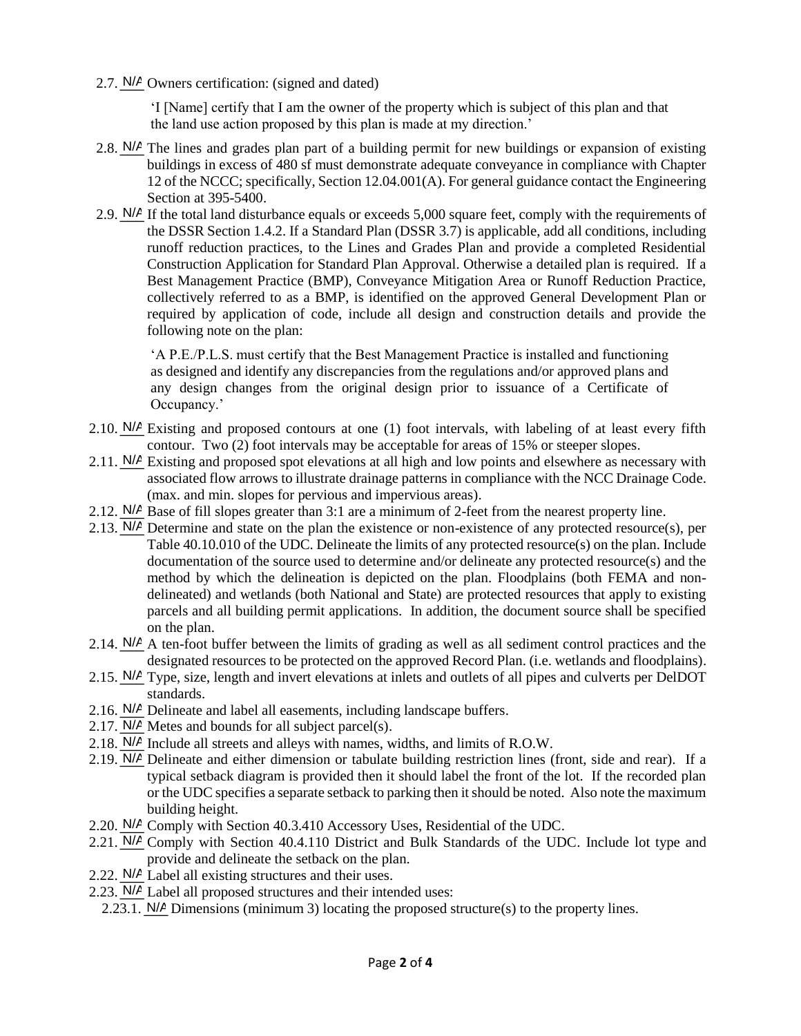2.7. N/A Owners certification: (signed and dated)

> 'I [Name] certify that I am the owner of the property which is subject of this plan and that the land use action proposed by this plan is made at my direction.'

2.8. N/A The lines and grades plan part of a building permit for new buildings or expansion of existing buildings in excess of 480 sf must demonstrate adequate conveyance in compliance with Chapter 12 of the NCCC; specifically, Section 12.04.001(A). For general guidance contact the Engineering Section at 395-5400.

2.9. N/A If the total land disturbance equals or exceeds 5,000 square feet, comply with the requirements of the DSSR Section 1.4.2. If a Standard Plan (DSSR 3.7) is applicable, add all conditions, including runoff reduction practices, to the Lines and Grades Plan and provide a completed Residential Construction Application for Standard Plan Approval. Otherwise a detailed plan is required. If a Best Management Practice (BMP), Conveyance Mitigation Area or Runoff Reduction Practice, collectively referred to as a BMP, is identified on the approved General Development Plan or required by application of code, include all design and construction details and provide the following note on the plan:

> 'A P.E./P.L.S. must certify that the Best Management Practice is installed and functioning as designed and identify any discrepancies from the regulations and/or approved plans and any design changes from the original design prior to issuance of a Certificate of Occupancy.'

2.10. N/A Existing and proposed contours at one (1) foot intervals, with labeling of at least every fifth contour. Two (2) foot intervals may be acceptable for areas of 15% or steeper slopes.

2.11. N/A Existing and proposed spot elevations at all high and low points and elsewhere as necessary with associated flow arrows to illustrate drainage patterns in compliance with the NCC Drainage Code. (max. and min. slopes for pervious and impervious areas).

2.12. N/A Base of fill slopes greater than 3:1 are a minimum of 2-feet from the nearest property line.

2.13. N/A Determine and state on the plan the existence or non-existence of any protected resource(s), per Table 40.10.010 of the UDC. Delineate the limits of any protected resource(s) on the plan. Include documentation of the source used to determine and/or delineate any protected resource(s) and the method by which the delineation is depicted on the plan. Floodplains (both FEMA and non-delineated) and wetlands (both National and State) are protected resources that apply to existing parcels and all building permit applications. In addition, the document source shall be specified on the plan.

2.14. N/A A ten-foot buffer between the limits of grading as well as all sediment control practices and the designated resources to be protected on the approved Record Plan. (i.e. wetlands and floodplains).

2.15. N/A Type, size, length and invert elevations at inlets and outlets of all pipes and culverts per DelDOT standards.

2.16. N/A Delineate and label all easements, including landscape buffers.

2.17. N/A Metes and bounds for all subject parcel(s).

2.18. N/A Include all streets and alleys with names, widths, and limits of R.O.W.

2.19. N/A Delineate and either dimension or tabulate building restriction lines (front, side and rear). If a typical setback diagram is provided then it should label the front of the lot. If the recorded plan or the UDC specifies a separate setback to parking then it should be noted. Also note the maximum building height.

2.20. N/A Comply with Section 40.3.410 Accessory Uses, Residential of the UDC.

2.21. N/A Comply with Section 40.4.110 District and Bulk Standards of the UDC. Include lot type and provide and delineate the setback on the plan.

2.22. N/A Label all existing structures and their uses.

2.23. N/A Label all proposed structures and their intended uses:

2.23.1. N/A Dimensions (minimum 3) locating the proposed structure(s) to the property lines.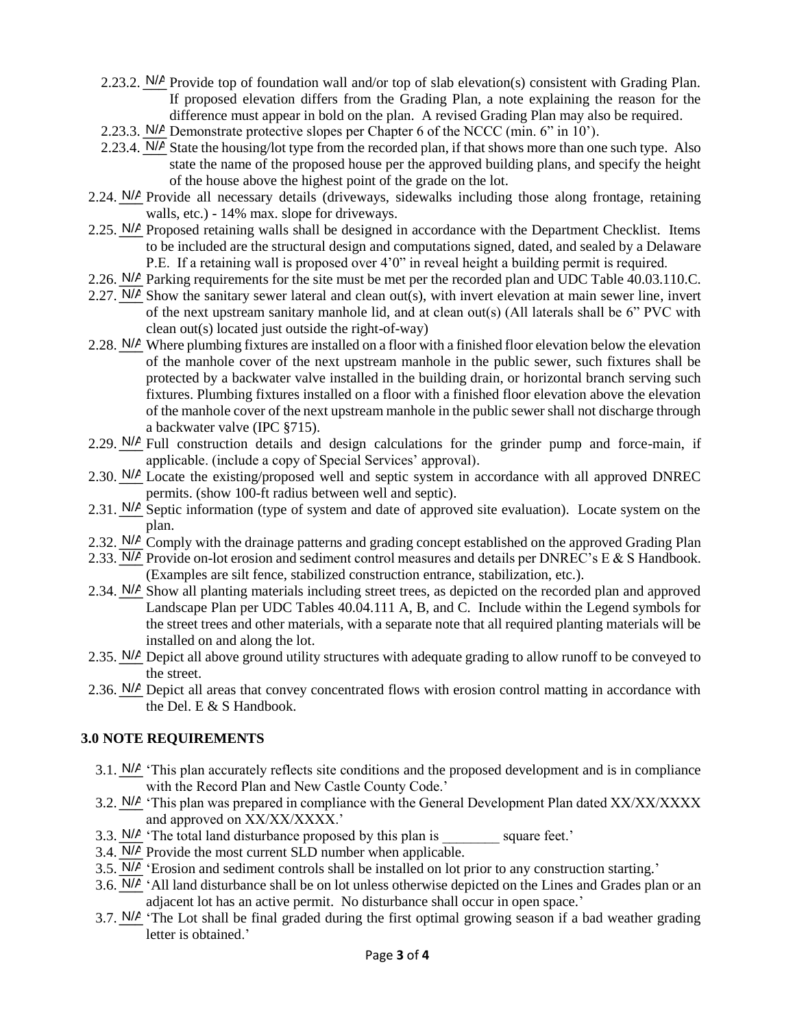2.23.2. N/A Provide top of foundation wall and/or top of slab elevation(s) consistent with Grading Plan. If proposed elevation differs from the Grading Plan, a note explaining the reason for the difference must appear in bold on the plan. A revised Grading Plan may also be required.

2.23.3. N/A Demonstrate protective slopes per Chapter 6 of the NCCC (min. 6" in 10').

2.23.4. N/A State the housing/lot type from the recorded plan, if that shows more than one such type. Also state the name of the proposed house per the approved building plans, and specify the height of the house above the highest point of the grade on the lot.

2.24. N/A Provide all necessary details (driveways, sidewalks including those along frontage, retaining walls, etc.) - 14% max. slope for driveways.

2.25. N/A Proposed retaining walls shall be designed in accordance with the Department Checklist. Items to be included are the structural design and computations signed, dated, and sealed by a Delaware P.E. If a retaining wall is proposed over 4'0" in reveal height a building permit is required.

2.26. N/A Parking requirements for the site must be met per the recorded plan and UDC Table 40.03.110.C.

2.27. N/A Show the sanitary sewer lateral and clean out(s), with invert elevation at main sewer line, invert of the next upstream sanitary manhole lid, and at clean out(s) (All laterals shall be 6" PVC with clean out(s) located just outside the right-of-way)

2.28. N/A Where plumbing fixtures are installed on a floor with a finished floor elevation below the elevation of the manhole cover of the next upstream manhole in the public sewer, such fixtures shall be protected by a backwater valve installed in the building drain, or horizontal branch serving such fixtures. Plumbing fixtures installed on a floor with a finished floor elevation above the elevation of the manhole cover of the next upstream manhole in the public sewer shall not discharge through a backwater valve (IPC §715).

2.29. N/A Full construction details and design calculations for the grinder pump and force-main, if applicable. (include a copy of Special Services' approval).

2.30. N/A Locate the existing/proposed well and septic system in accordance with all approved DNREC permits. (show 100-ft radius between well and septic).

2.31. N/A Septic information (type of system and date of approved site evaluation). Locate system on the plan.

2.32. N/A Comply with the drainage patterns and grading concept established on the approved Grading Plan

2.33. N/A Provide on-lot erosion and sediment control measures and details per DNREC's E & S Handbook. (Examples are silt fence, stabilized construction entrance, stabilization, etc.).

2.34. N/A Show all planting materials including street trees, as depicted on the recorded plan and approved Landscape Plan per UDC Tables 40.04.111 A, B, and C. Include within the Legend symbols for the street trees and other materials, with a separate note that all required planting materials will be installed on and along the lot.

2.35. N/A Depict all above ground utility structures with adequate grading to allow runoff to be conveyed to the street.

2.36. N/A Depict all areas that convey concentrated flows with erosion control matting in accordance with the Del. E & S Handbook.

## 3.0 NOTE REQUIREMENTS

3.1. N/A 'This plan accurately reflects site conditions and the proposed development and is in compliance with the Record Plan and New Castle County Code.'

3.2. N/A 'This plan was prepared in compliance with the General Development Plan dated XX/XX/XXXX and approved on XX/XX/XXXX.'

3.3. N/A 'The total land disturbance proposed by this plan is ________ square feet.'

3.4. N/A Provide the most current SLD number when applicable.

3.5. N/A 'Erosion and sediment controls shall be installed on lot prior to any construction starting.'

3.6. N/A 'All land disturbance shall be on lot unless otherwise depicted on the Lines and Grades plan or an adjacent lot has an active permit. No disturbance shall occur in open space.'

3.7. N/A 'The Lot shall be final graded during the first optimal growing season if a bad weather grading letter is obtained.'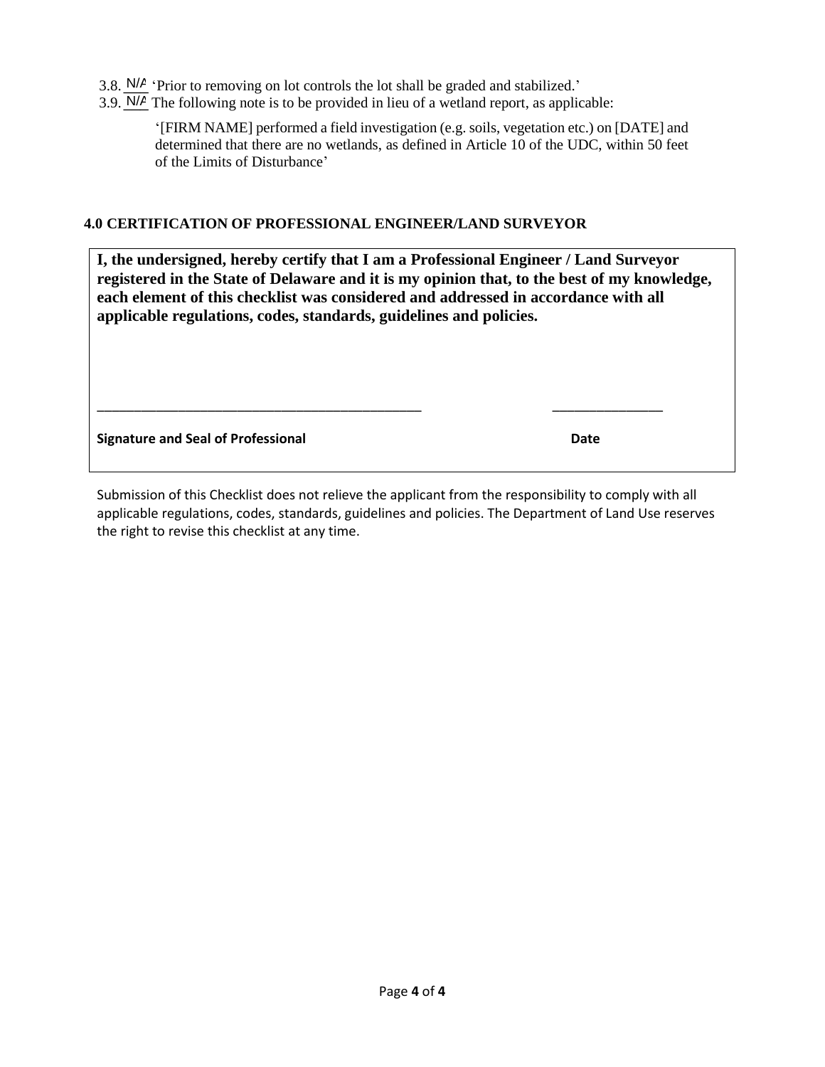3.8. N/A 'Prior to removing on lot controls the lot shall be graded and stabilized.'

3.9. N/A The following note is to be provided in lieu of a wetland report, as applicable:

> '[FIRM NAME] performed a field investigation (e.g. soils, vegetation etc.) on [DATE] and determined that there are no wetlands, as defined in Article 10 of the UDC, within 50 feet of the Limits of Disturbance'

## 4.0 CERTIFICATION OF PROFESSIONAL ENGINEER/LAND SURVEYOR

**I, the undersigned, hereby certify that I am a Professional Engineer / Land Surveyor registered in the State of Delaware and it is my opinion that, to the best of my knowledge, each element of this checklist was considered and addressed in accordance with all applicable regulations, codes, standards, guidelines and policies.**

_____________________________________________ _______________

**Signature and Seal of Professional** **Date**

Submission of this Checklist does not relieve the applicant from the responsibility to comply with all applicable regulations, codes, standards, guidelines and policies. The Department of Land Use reserves the right to revise this checklist at any time.